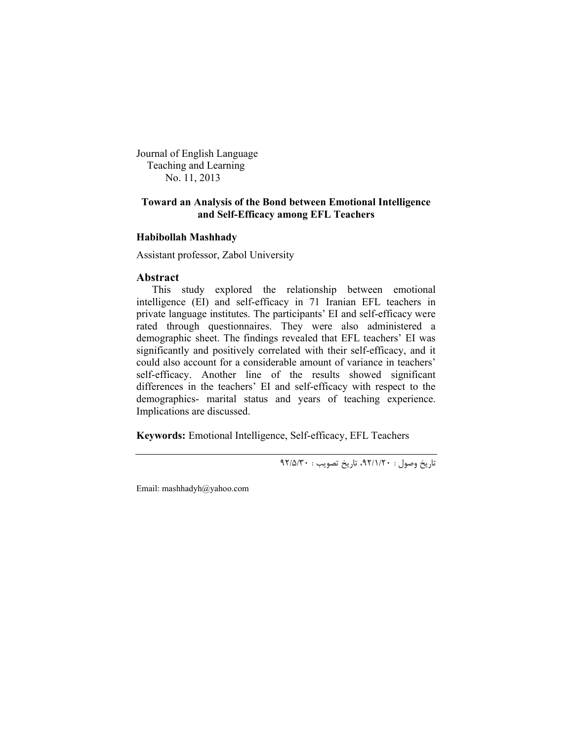Journal of English Language
Teaching and Learning
No. 11, 2013

# Toward an Analysis of the Bond between Emotional Intelligence and Self-Efficacy among EFL Teachers

**Habibollah Mashhady**

Assistant professor, Zabol University

## Abstract

This study explored the relationship between emotional intelligence (EI) and self-efficacy in 71 Iranian EFL teachers in private language institutes. The participants' EI and self-efficacy were rated through questionnaires. They were also administered a demographic sheet. The findings revealed that EFL teachers' EI was significantly and positively correlated with their self-efficacy, and it could also account for a considerable amount of variance in teachers' self-efficacy. Another line of the results showed significant differences in the teachers' EI and self-efficacy with respect to the demographics- marital status and years of teaching experience. Implications are discussed.

**Keywords:** Emotional Intelligence, Self-efficacy, EFL Teachers

---

تاریخ وصول : ۹۲/۱/۲۰، تاریخ تصویب : ۹۲/۵/۳۰

Email: mashhadyh@yahoo.com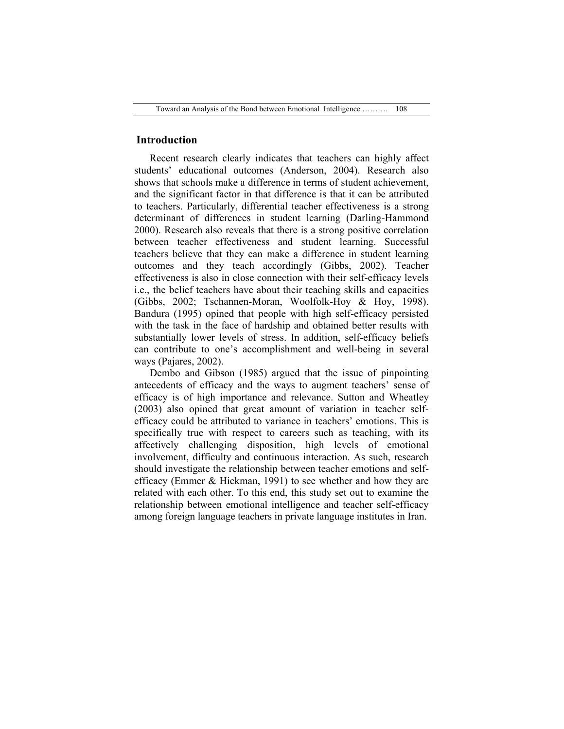## Introduction

Recent research clearly indicates that teachers can highly affect students' educational outcomes (Anderson, 2004). Research also shows that schools make a difference in terms of student achievement, and the significant factor in that difference is that it can be attributed to teachers. Particularly, differential teacher effectiveness is a strong determinant of differences in student learning (Darling-Hammond 2000). Research also reveals that there is a strong positive correlation between teacher effectiveness and student learning. Successful teachers believe that they can make a difference in student learning outcomes and they teach accordingly (Gibbs, 2002). Teacher effectiveness is also in close connection with their self-efficacy levels i.e., the belief teachers have about their teaching skills and capacities (Gibbs, 2002; Tschannen-Moran, Woolfolk-Hoy & Hoy, 1998). Bandura (1995) opined that people with high self-efficacy persisted with the task in the face of hardship and obtained better results with substantially lower levels of stress. In addition, self-efficacy beliefs can contribute to one's accomplishment and well-being in several ways (Pajares, 2002).

Dembo and Gibson (1985) argued that the issue of pinpointing antecedents of efficacy and the ways to augment teachers' sense of efficacy is of high importance and relevance. Sutton and Wheatley (2003) also opined that great amount of variation in teacher self-efficacy could be attributed to variance in teachers' emotions. This is specifically true with respect to careers such as teaching, with its affectively challenging disposition, high levels of emotional involvement, difficulty and continuous interaction. As such, research should investigate the relationship between teacher emotions and self-efficacy (Emmer & Hickman, 1991) to see whether and how they are related with each other. To this end, this study set out to examine the relationship between emotional intelligence and teacher self-efficacy among foreign language teachers in private language institutes in Iran.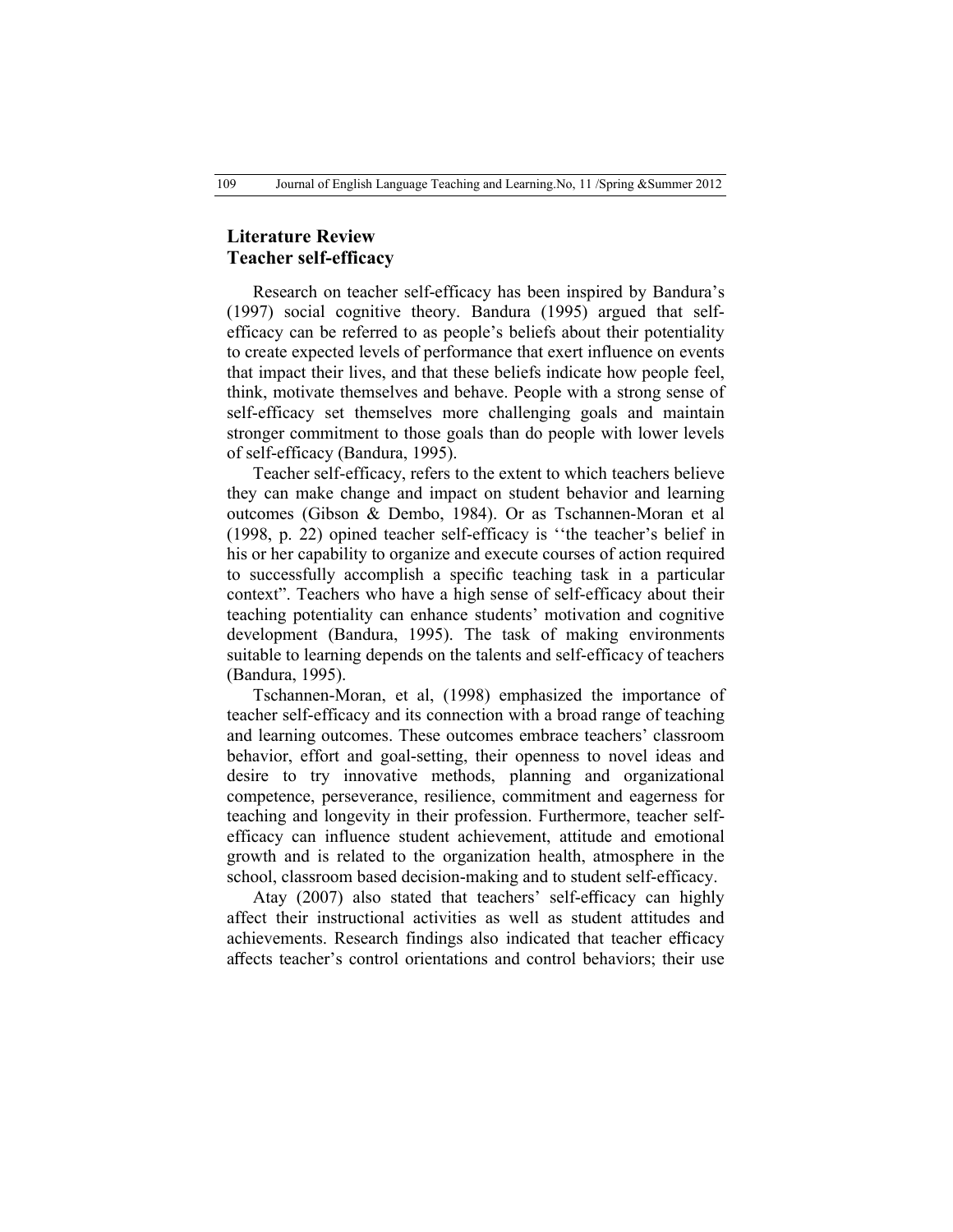## Literature Review

### Teacher self-efficacy

Research on teacher self-efficacy has been inspired by Bandura's (1997) social cognitive theory. Bandura (1995) argued that self-efficacy can be referred to as people's beliefs about their potentiality to create expected levels of performance that exert influence on events that impact their lives, and that these beliefs indicate how people feel, think, motivate themselves and behave. People with a strong sense of self-efficacy set themselves more challenging goals and maintain stronger commitment to those goals than do people with lower levels of self-efficacy (Bandura, 1995).

Teacher self-efficacy, refers to the extent to which teachers believe they can make change and impact on student behavior and learning outcomes (Gibson & Dembo, 1984). Or as Tschannen-Moran et al (1998, p. 22) opined teacher self-efficacy is ''the teacher's belief in his or her capability to organize and execute courses of action required to successfully accomplish a specific teaching task in a particular context". Teachers who have a high sense of self-efficacy about their teaching potentiality can enhance students' motivation and cognitive development (Bandura, 1995). The task of making environments suitable to learning depends on the talents and self-efficacy of teachers (Bandura, 1995).

Tschannen-Moran, et al, (1998) emphasized the importance of teacher self-efficacy and its connection with a broad range of teaching and learning outcomes. These outcomes embrace teachers' classroom behavior, effort and goal-setting, their openness to novel ideas and desire to try innovative methods, planning and organizational competence, perseverance, resilience, commitment and eagerness for teaching and longevity in their profession. Furthermore, teacher self-efficacy can influence student achievement, attitude and emotional growth and is related to the organization health, atmosphere in the school, classroom based decision-making and to student self-efficacy.

Atay (2007) also stated that teachers' self-efficacy can highly affect their instructional activities as well as student attitudes and achievements. Research findings also indicated that teacher efficacy affects teacher's control orientations and control behaviors; their use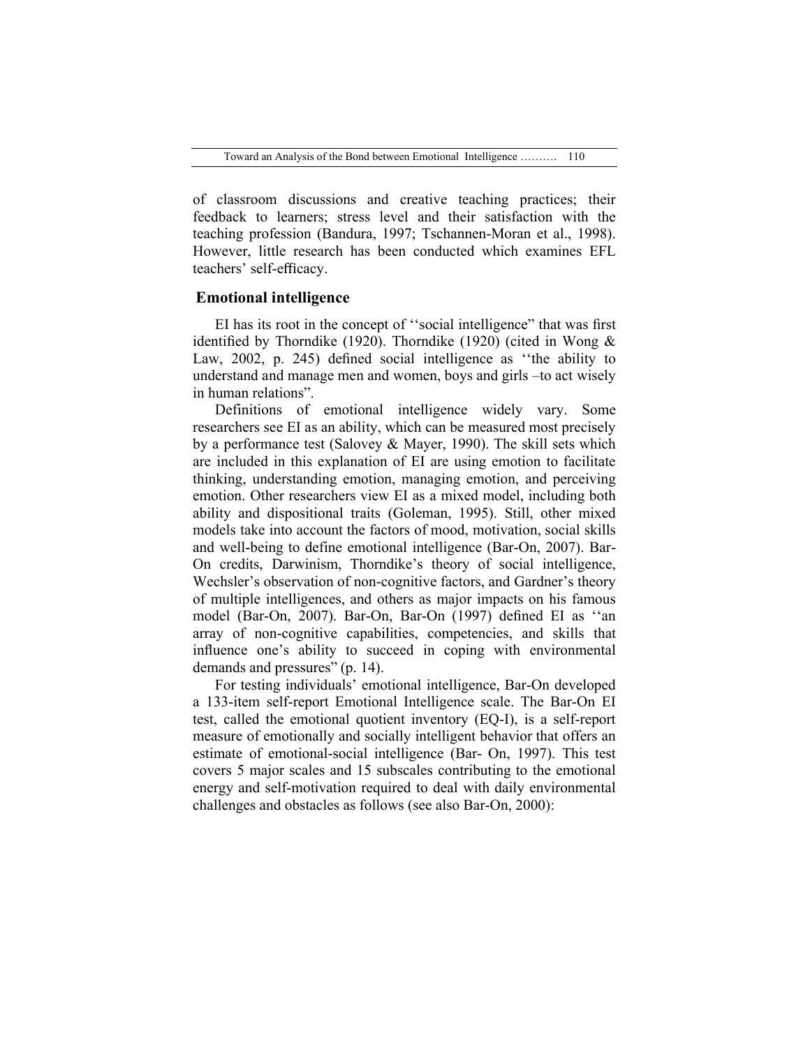of classroom discussions and creative teaching practices; their feedback to learners; stress level and their satisfaction with the teaching profession (Bandura, 1997; Tschannen-Moran et al., 1998). However, little research has been conducted which examines EFL teachers' self-efficacy.

## Emotional intelligence

EI has its root in the concept of ''social intelligence" that was first identified by Thorndike (1920). Thorndike (1920) (cited in Wong & Law, 2002, p. 245) defined social intelligence as ''the ability to understand and manage men and women, boys and girls –to act wisely in human relations".

Definitions of emotional intelligence widely vary. Some researchers see EI as an ability, which can be measured most precisely by a performance test (Salovey & Mayer, 1990). The skill sets which are included in this explanation of EI are using emotion to facilitate thinking, understanding emotion, managing emotion, and perceiving emotion. Other researchers view EI as a mixed model, including both ability and dispositional traits (Goleman, 1995). Still, other mixed models take into account the factors of mood, motivation, social skills and well-being to define emotional intelligence (Bar-On, 2007). Bar-On credits, Darwinism, Thorndike's theory of social intelligence, Wechsler's observation of non-cognitive factors, and Gardner's theory of multiple intelligences, and others as major impacts on his famous model (Bar-On, 2007). Bar-On, Bar-On (1997) defined EI as ''an array of non-cognitive capabilities, competencies, and skills that influence one's ability to succeed in coping with environmental demands and pressures" (p. 14).

For testing individuals' emotional intelligence, Bar-On developed a 133-item self-report Emotional Intelligence scale. The Bar-On EI test, called the emotional quotient inventory (EQ-I), is a self-report measure of emotionally and socially intelligent behavior that offers an estimate of emotional-social intelligence (Bar- On, 1997). This test covers 5 major scales and 15 subscales contributing to the emotional energy and self-motivation required to deal with daily environmental challenges and obstacles as follows (see also Bar-On, 2000):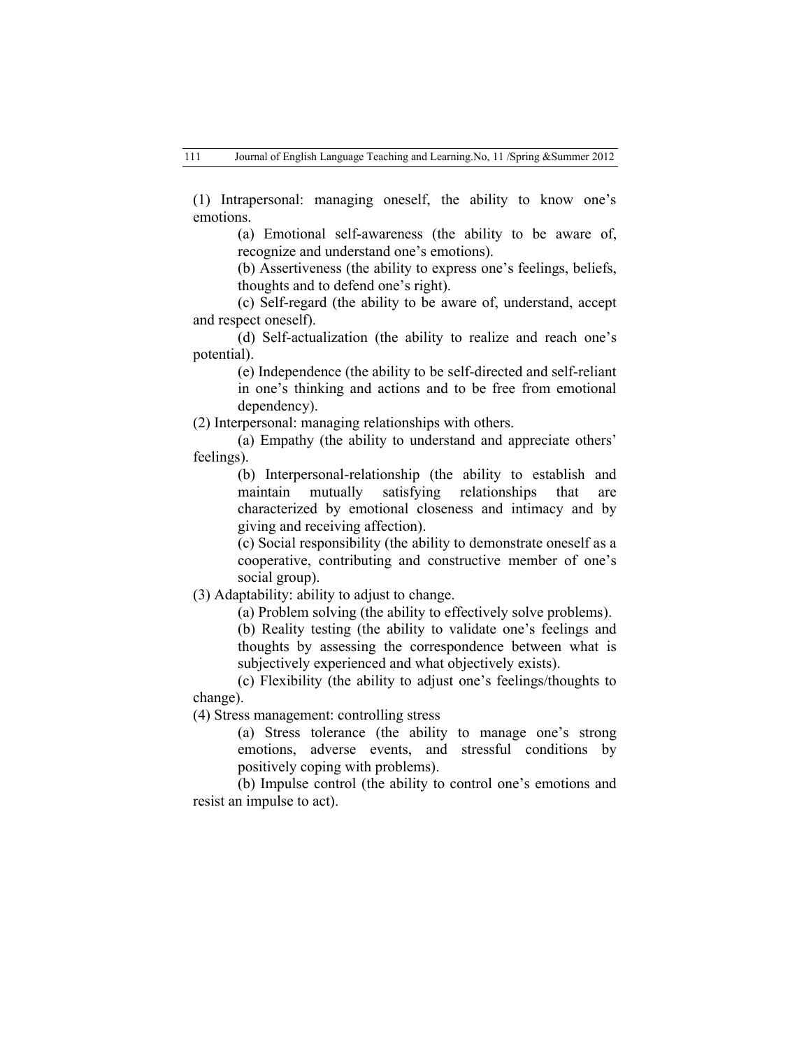(1) Intrapersonal: managing oneself, the ability to know one's emotions.

- (a) Emotional self-awareness (the ability to be aware of, recognize and understand one's emotions).
- (b) Assertiveness (the ability to express one's feelings, beliefs, thoughts and to defend one's right).
- (c) Self-regard (the ability to be aware of, understand, accept and respect oneself).
- (d) Self-actualization (the ability to realize and reach one's potential).
- (e) Independence (the ability to be self-directed and self-reliant in one's thinking and actions and to be free from emotional dependency).

(2) Interpersonal: managing relationships with others.

- (a) Empathy (the ability to understand and appreciate others' feelings).
- (b) Interpersonal-relationship (the ability to establish and maintain mutually satisfying relationships that are characterized by emotional closeness and intimacy and by giving and receiving affection).
- (c) Social responsibility (the ability to demonstrate oneself as a cooperative, contributing and constructive member of one's social group).

(3) Adaptability: ability to adjust to change.

- (a) Problem solving (the ability to effectively solve problems).
- (b) Reality testing (the ability to validate one's feelings and thoughts by assessing the correspondence between what is subjectively experienced and what objectively exists).
- (c) Flexibility (the ability to adjust one's feelings/thoughts to change).

(4) Stress management: controlling stress

- (a) Stress tolerance (the ability to manage one's strong emotions, adverse events, and stressful conditions by positively coping with problems).
- (b) Impulse control (the ability to control one's emotions and resist an impulse to act).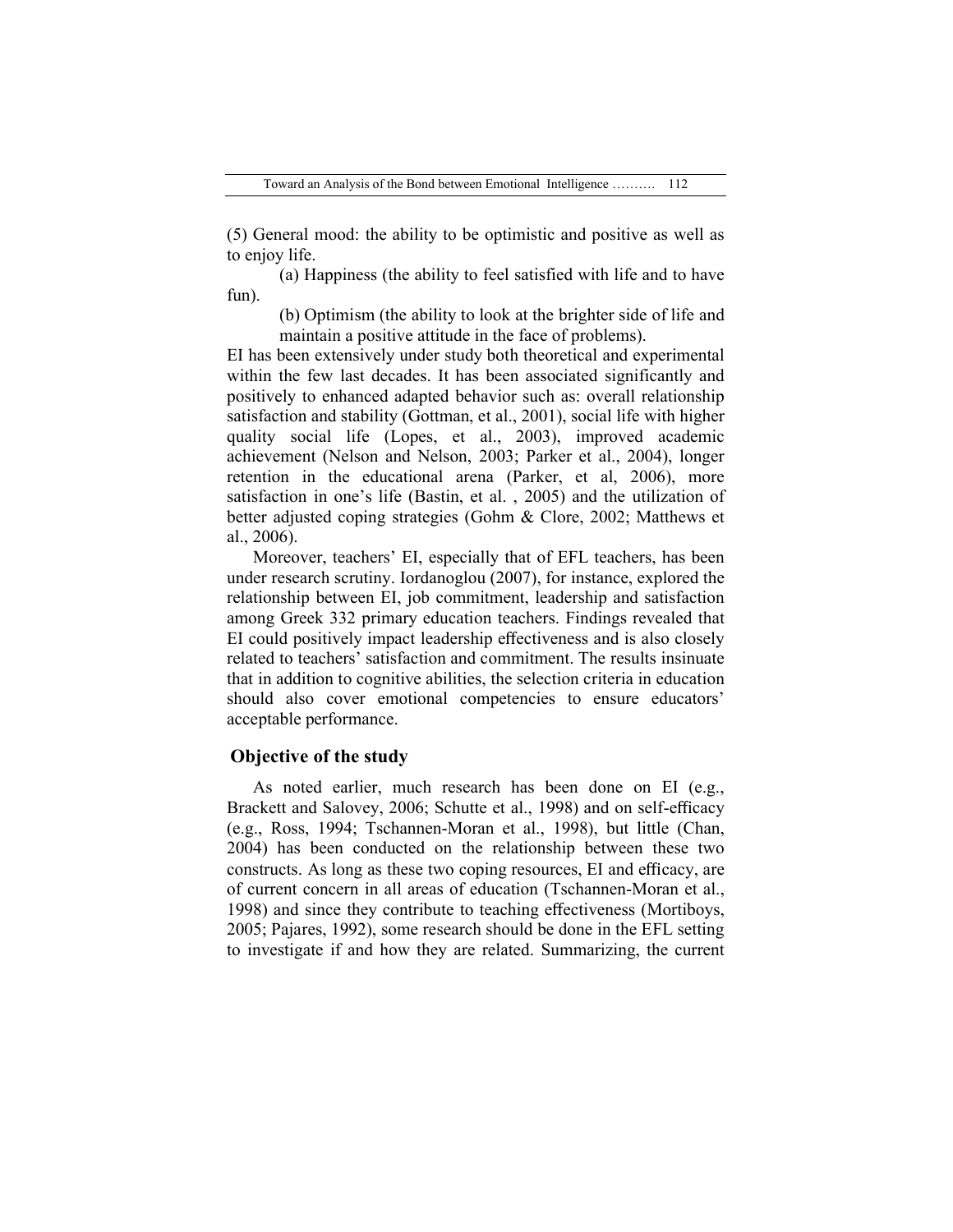(5) General mood: the ability to be optimistic and positive as well as to enjoy life.

(a) Happiness (the ability to feel satisfied with life and to have fun).

(b) Optimism (the ability to look at the brighter side of life and maintain a positive attitude in the face of problems).

EI has been extensively under study both theoretical and experimental within the few last decades. It has been associated significantly and positively to enhanced adapted behavior such as: overall relationship satisfaction and stability (Gottman, et al., 2001), social life with higher quality social life (Lopes, et al., 2003), improved academic achievement (Nelson and Nelson, 2003; Parker et al., 2004), longer retention in the educational arena (Parker, et al, 2006), more satisfaction in one's life (Bastin, et al. , 2005) and the utilization of better adjusted coping strategies (Gohm & Clore, 2002; Matthews et al., 2006).

Moreover, teachers' EI, especially that of EFL teachers, has been under research scrutiny. Iordanoglou (2007), for instance, explored the relationship between EI, job commitment, leadership and satisfaction among Greek 332 primary education teachers. Findings revealed that EI could positively impact leadership effectiveness and is also closely related to teachers' satisfaction and commitment. The results insinuate that in addition to cognitive abilities, the selection criteria in education should also cover emotional competencies to ensure educators' acceptable performance.

## Objective of the study

As noted earlier, much research has been done on EI (e.g., Brackett and Salovey, 2006; Schutte et al., 1998) and on self-efficacy (e.g., Ross, 1994; Tschannen-Moran et al., 1998), but little (Chan, 2004) has been conducted on the relationship between these two constructs. As long as these two coping resources, EI and efficacy, are of current concern in all areas of education (Tschannen-Moran et al., 1998) and since they contribute to teaching effectiveness (Mortiboys, 2005; Pajares, 1992), some research should be done in the EFL setting to investigate if and how they are related. Summarizing, the current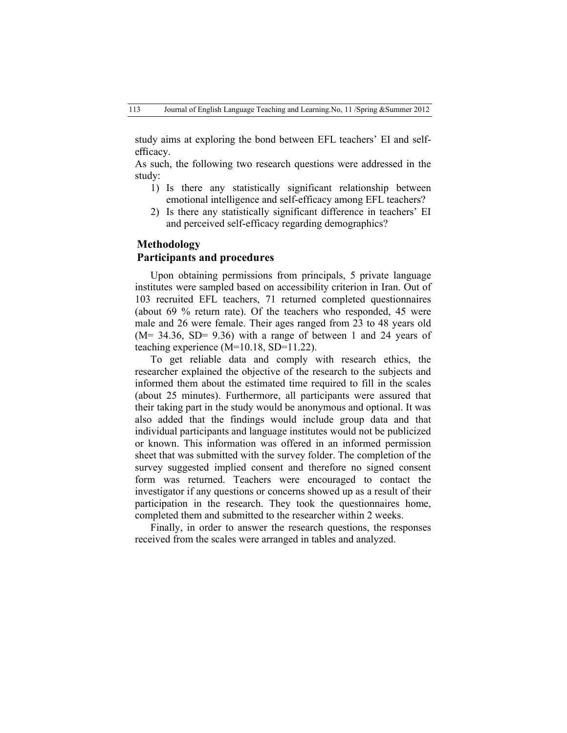study aims at exploring the bond between EFL teachers' EI and self-efficacy.

As such, the following two research questions were addressed in the study:

1) Is there any statistically significant relationship between emotional intelligence and self-efficacy among EFL teachers?
2) Is there any statistically significant difference in teachers' EI and perceived self-efficacy regarding demographics?

## Methodology

### Participants and procedures

Upon obtaining permissions from principals, 5 private language institutes were sampled based on accessibility criterion in Iran. Out of 103 recruited EFL teachers, 71 returned completed questionnaires (about 69 % return rate). Of the teachers who responded, 45 were male and 26 were female. Their ages ranged from 23 to 48 years old (M= 34.36, SD= 9.36) with a range of between 1 and 24 years of teaching experience (M=10.18, SD=11.22).

To get reliable data and comply with research ethics, the researcher explained the objective of the research to the subjects and informed them about the estimated time required to fill in the scales (about 25 minutes). Furthermore, all participants were assured that their taking part in the study would be anonymous and optional. It was also added that the findings would include group data and that individual participants and language institutes would not be publicized or known. This information was offered in an informed permission sheet that was submitted with the survey folder. The completion of the survey suggested implied consent and therefore no signed consent form was returned. Teachers were encouraged to contact the investigator if any questions or concerns showed up as a result of their participation in the research. They took the questionnaires home, completed them and submitted to the researcher within 2 weeks.

Finally, in order to answer the research questions, the responses received from the scales were arranged in tables and analyzed.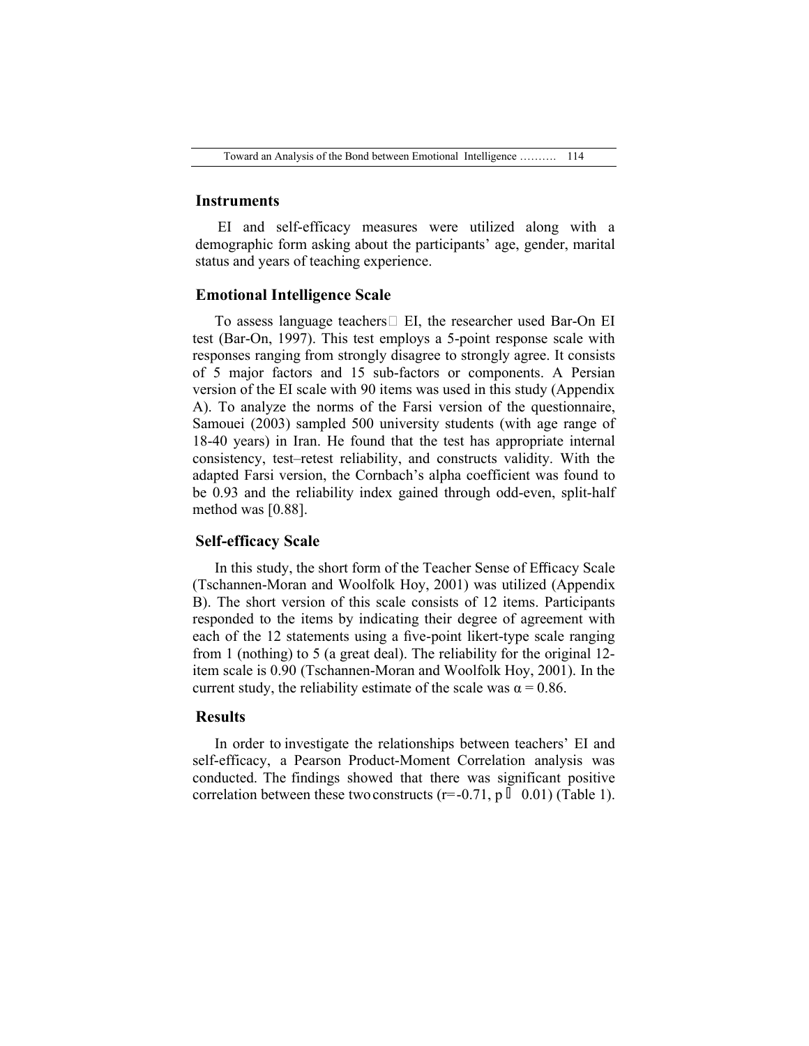## Instruments

EI and self-efficacy measures were utilized along with a demographic form asking about the participants' age, gender, marital status and years of teaching experience.

## Emotional Intelligence Scale

To assess language teachers EI, the researcher used Bar-On EI test (Bar-On, 1997). This test employs a 5-point response scale with responses ranging from strongly disagree to strongly agree. It consists of 5 major factors and 15 sub-factors or components. A Persian version of the EI scale with 90 items was used in this study (Appendix A). To analyze the norms of the Farsi version of the questionnaire, Samouei (2003) sampled 500 university students (with age range of 18-40 years) in Iran. He found that the test has appropriate internal consistency, test–retest reliability, and constructs validity. With the adapted Farsi version, the Cornbach's alpha coefficient was found to be 0.93 and the reliability index gained through odd-even, split-half method was [0.88].

## Self-efficacy Scale

In this study, the short form of the Teacher Sense of Efficacy Scale (Tschannen-Moran and Woolfolk Hoy, 2001) was utilized (Appendix B). The short version of this scale consists of 12 items. Participants responded to the items by indicating their degree of agreement with each of the 12 statements using a five-point likert-type scale ranging from 1 (nothing) to 5 (a great deal). The reliability for the original 12-item scale is 0.90 (Tschannen-Moran and Woolfolk Hoy, 2001). In the current study, the reliability estimate of the scale was $\alpha = 0.86$.

## Results

In order to investigate the relationships between teachers' EI and self-efficacy, a Pearson Product-Moment Correlation analysis was conducted. The findings showed that there was significant positive correlation between these two constructs ($r = -0.71$, $p$  0.01) (Table 1).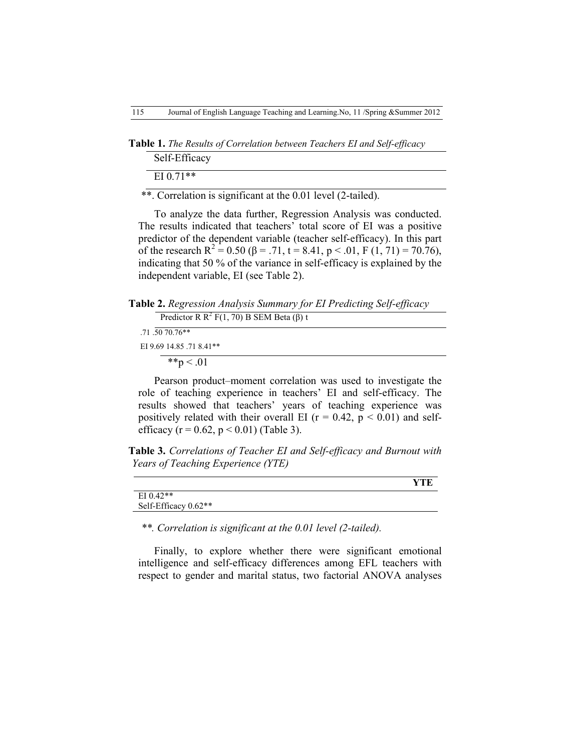**Table 1.** *The Results of Correlation between Teachers EI and Self-efficacy*

| | Self-Efficacy |
|---|---|
| EI | 0.71** |

**. Correlation is significant at the 0.01 level (2-tailed).

To analyze the data further, Regression Analysis was conducted. The results indicated that teachers' total score of EI was a positive predictor of the dependent variable (teacher self-efficacy). In this part of the research $R^2 = 0.50$ ($\beta = .71$, $t = 8.41$, $p < .01$, $F(1, 71) = 70.76$), indicating that 50 % of the variance in self-efficacy is explained by the independent variable, EI (see Table 2).

**Table 2.** *Regression Analysis Summary for EI Predicting Self-efficacy*

| Predictor | R | $R^2$ | F(1, 70) | B | SEM | Beta (β) | t |
|---|---|---|---|---|---|---|---|
| | .71 | .50 | 70.76** | | | | |
| EI | | | | 9.69 | 14.85 | .71 | 8.41** |

**p < .01

Pearson product–moment correlation was used to investigate the role of teaching experience in teachers' EI and self-efficacy. The results showed that teachers' years of teaching experience was positively related with their overall EI ($r = 0.42$, $p < 0.01$) and self-efficacy ($r = 0.62$, $p < 0.01$) (Table 3).

**Table 3.** *Correlations of Teacher EI and Self-efficacy and Burnout with Years of Teaching Experience (YTE)*

| | YTE |
|---|---|
| EI | 0.42** |
| Self-Efficacy | 0.62** |

*\**. Correlation is significant at the 0.01 level (2-tailed).*

Finally, to explore whether there were significant emotional intelligence and self-efficacy differences among EFL teachers with respect to gender and marital status, two factorial ANOVA analyses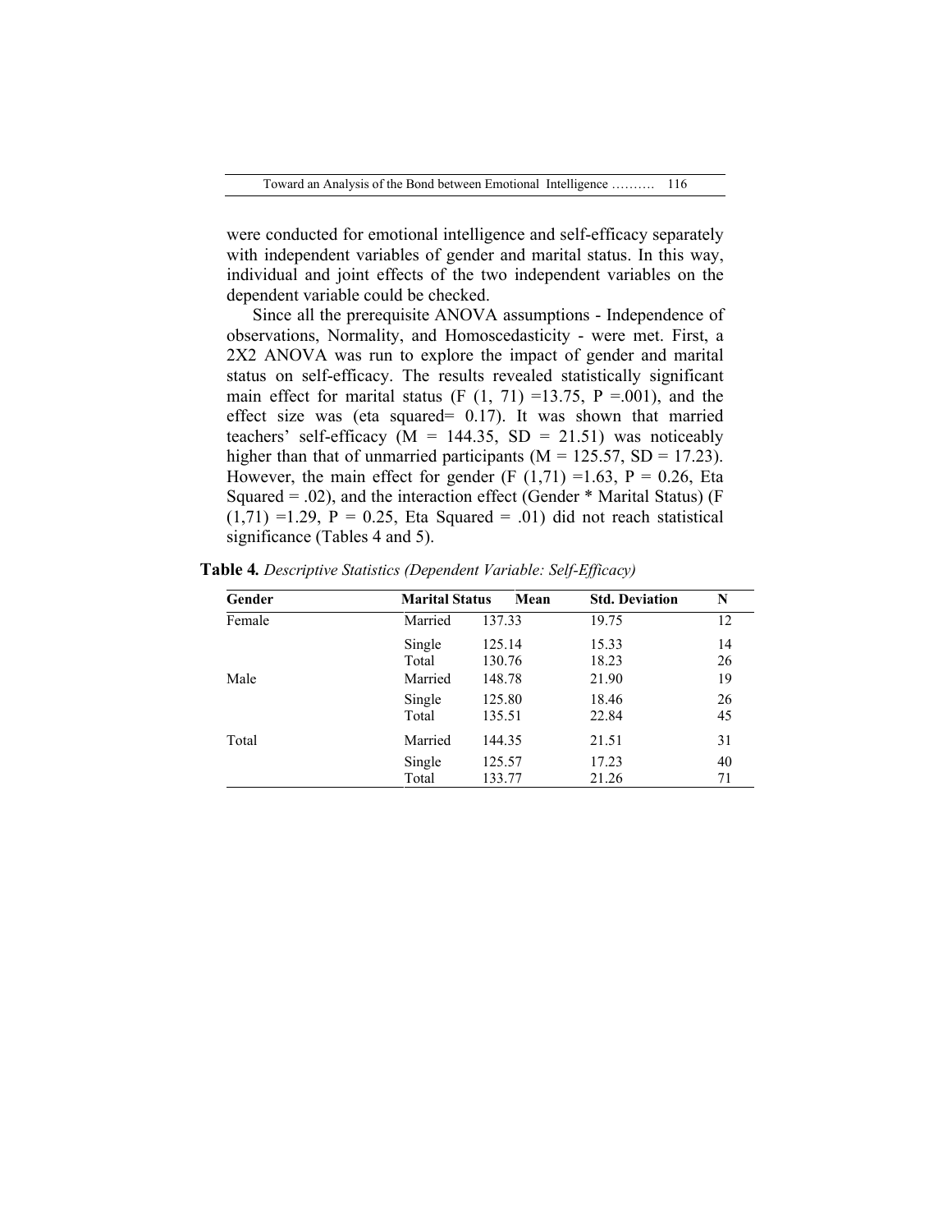were conducted for emotional intelligence and self-efficacy separately with independent variables of gender and marital status. In this way, individual and joint effects of the two independent variables on the dependent variable could be checked.

Since all the prerequisite ANOVA assumptions - Independence of observations, Normality, and Homoscedasticity - were met. First, a 2X2 ANOVA was run to explore the impact of gender and marital status on self-efficacy. The results revealed statistically significant main effect for marital status ($F (1, 71) = 13.75$, $P = .001$), and the effect size was (eta squared= 0.17). It was shown that married teachers' self-efficacy ($M = 144.35$, $SD = 21.51$) was noticeably higher than that of unmarried participants ($M = 125.57$, $SD = 17.23$). However, the main effect for gender ($F (1,71) = 1.63$, $P = 0.26$, Eta Squared = .02), and the interaction effect (Gender * Marital Status) ($F (1,71) = 1.29$, $P = 0.25$, Eta Squared = .01) did not reach statistical significance (Tables 4 and 5).

**Table 4.** *Descriptive Statistics (Dependent Variable: Self-Efficacy)*

| Gender | Marital Status | Mean | Std. Deviation | N |
|---|---|---|---|---|
| Female | Married | 137.33 | 19.75 | 12 |
| | Single | 125.14 | 15.33 | 14 |
| | Total | 130.76 | 18.23 | 26 |
| Male | Married | 148.78 | 21.90 | 19 |
| | Single | 125.80 | 18.46 | 26 |
| | Total | 135.51 | 22.84 | 45 |
| Total | Married | 144.35 | 21.51 | 31 |
| | Single | 125.57 | 17.23 | 40 |
| | Total | 133.77 | 21.26 | 71 |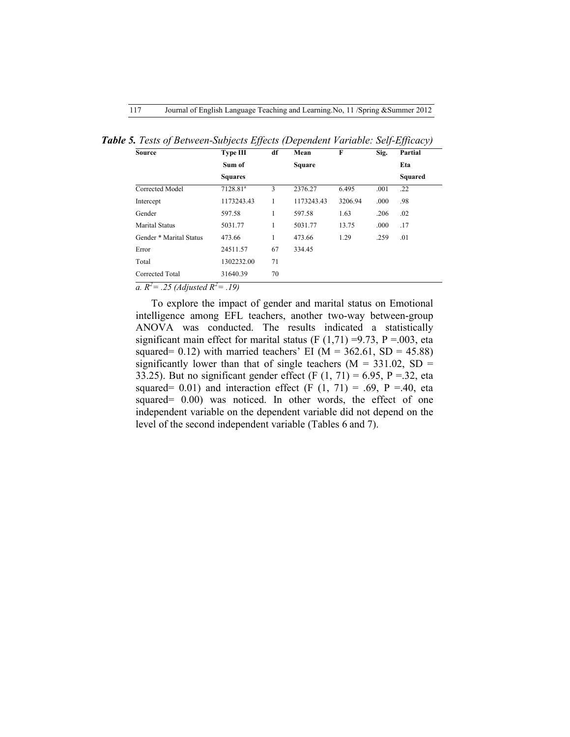***Table 5.*** *Tests of Between-Subjects Effects (Dependent Variable: Self-Efficacy)*

| Source | Type III Sum of Squares | df | Mean Square | F | Sig. | Partial Eta Squared |
|---|---|---|---|---|---|---|
| Corrected Model | 7128.81[a] | 3 | 2376.27 | 6.495 | .001 | .22 |
| Intercept | 1173243.43 | 1 | 1173243.43 | 3206.94 | .000 | .98 |
| Gender | 597.58 | 1 | 597.58 | 1.63 | .206 | .02 |
| Marital Status | 5031.77 | 1 | 5031.77 | 13.75 | .000 | .17 |
| Gender * Marital Status | 473.66 | 1 | 473.66 | 1.29 | .259 | .01 |
| Error | 24511.57 | 67 | 334.45 | | | |
| Total | 1302232.00 | 71 | | | | |
| Corrected Total | 31640.39 | 70 | | | | |

*a.* $R^2 = .25$ *(Adjusted* $R^2 = .19$*)*

To explore the impact of gender and marital status on Emotional intelligence among EFL teachers, another two-way between-group ANOVA was conducted. The results indicated a statistically significant main effect for marital status ($F (1,71) = 9.73$, $P = .003$, eta squared= 0.12) with married teachers' EI ($M = 362.61$, $SD = 45.88$) significantly lower than that of single teachers ($M = 331.02$, $SD = 33.25$). But no significant gender effect ($F (1, 71) = 6.95$, $P = .32$, eta squared= 0.01) and interaction effect ($F (1, 71) = .69$, $P = .40$, eta squared= 0.00) was noticed. In other words, the effect of one independent variable on the dependent variable did not depend on the level of the second independent variable (Tables 6 and 7).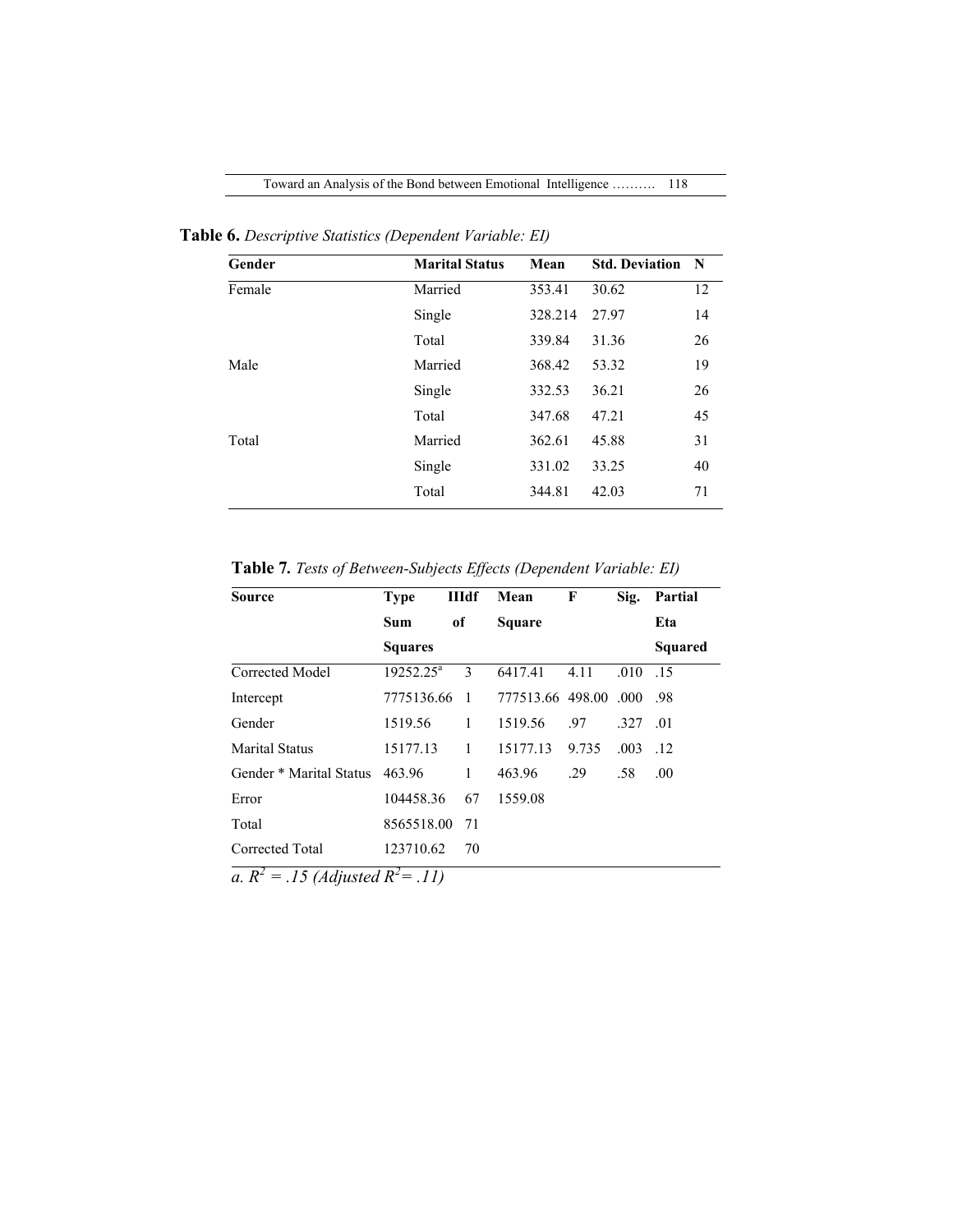**Table 6.** *Descriptive Statistics (Dependent Variable: EI)*

| Gender | Marital Status | Mean | Std. Deviation | N |
|---|---|---|---|---|
| Female | Married | 353.41 | 30.62 | 12 |
| | Single | 328.214 | 27.97 | 14 |
| | Total | 339.84 | 31.36 | 26 |
| Male | Married | 368.42 | 53.32 | 19 |
| | Single | 332.53 | 36.21 | 26 |
| | Total | 347.68 | 47.21 | 45 |
| Total | Married | 362.61 | 45.88 | 31 |
| | Single | 331.02 | 33.25 | 40 |
| | Total | 344.81 | 42.03 | 71 |

**Table 7.** *Tests of Between-Subjects Effects (Dependent Variable: EI)*

| Source | Type III Sum of Squares | df | Mean Square | F | Sig. | Partial Eta Squared |
|---|---|---|---|---|---|---|
| Corrected Model | 19252.25[a] | 3 | 6417.41 | 4.11 | .010 | .15 |
| Intercept | 7775136.66 | 1 | 777513.66 | 498.00 | .000 | .98 |
| Gender | 1519.56 | 1 | 1519.56 | .97 | .327 | .01 |
| Marital Status | 15177.13 | 1 | 15177.13 | 9.735 | .003 | .12 |
| Gender * Marital Status | 463.96 | 1 | 463.96 | .29 | .58 | .00 |
| Error | 104458.36 | 67 | 1559.08 | | | |
| Total | 8565518.00 | 71 | | | | |
| Corrected Total | 123710.62 | 70 | | | | |

*a.* $R^2 = .15$ (Adjusted $R^2 = .11$)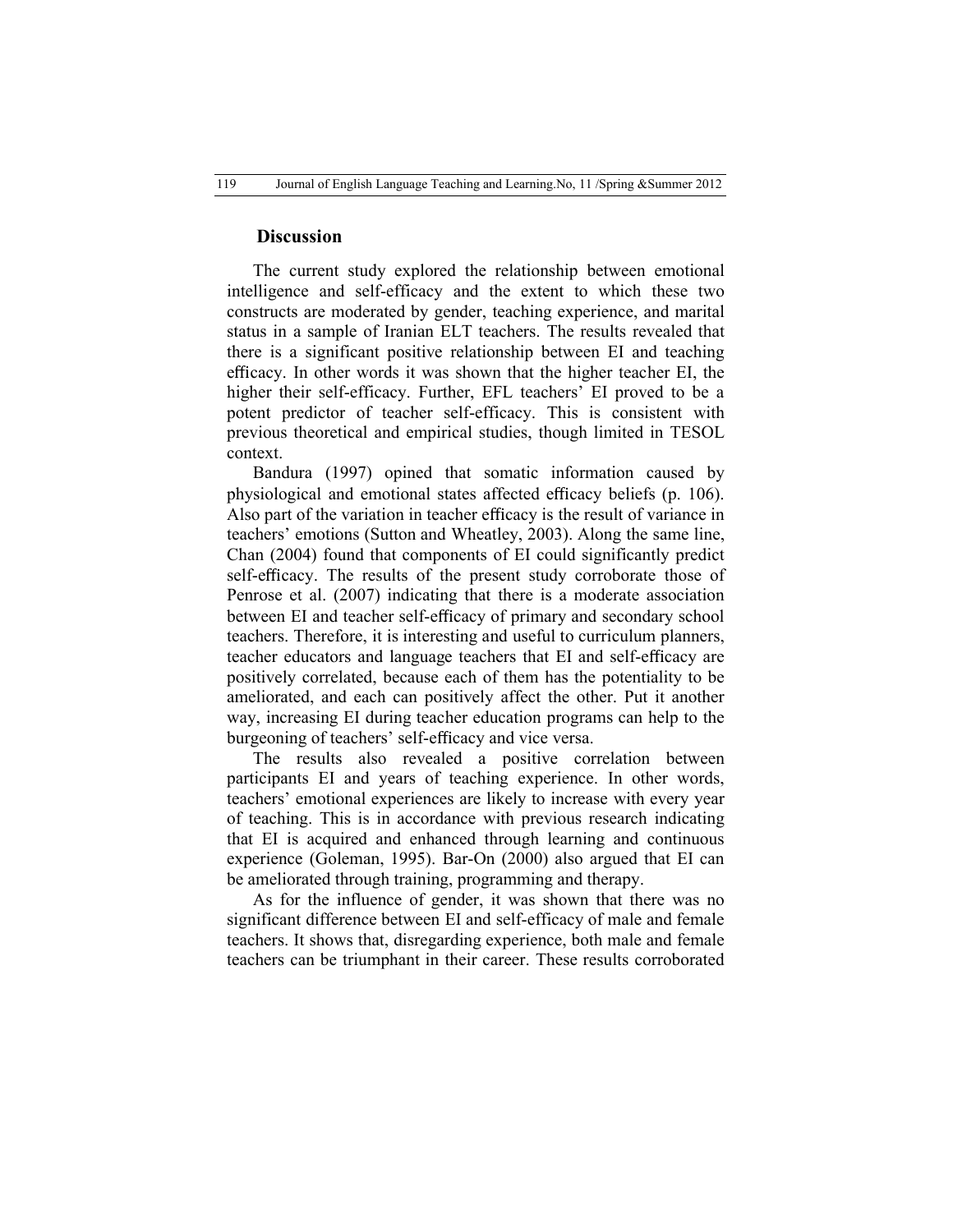## Discussion

The current study explored the relationship between emotional intelligence and self-efficacy and the extent to which these two constructs are moderated by gender, teaching experience, and marital status in a sample of Iranian ELT teachers. The results revealed that there is a significant positive relationship between EI and teaching efficacy. In other words it was shown that the higher teacher EI, the higher their self-efficacy. Further, EFL teachers' EI proved to be a potent predictor of teacher self-efficacy. This is consistent with previous theoretical and empirical studies, though limited in TESOL context.

Bandura (1997) opined that somatic information caused by physiological and emotional states affected efficacy beliefs (p. 106). Also part of the variation in teacher efficacy is the result of variance in teachers' emotions (Sutton and Wheatley, 2003). Along the same line, Chan (2004) found that components of EI could significantly predict self-efficacy. The results of the present study corroborate those of Penrose et al. (2007) indicating that there is a moderate association between EI and teacher self-efficacy of primary and secondary school teachers. Therefore, it is interesting and useful to curriculum planners, teacher educators and language teachers that EI and self-efficacy are positively correlated, because each of them has the potentiality to be ameliorated, and each can positively affect the other. Put it another way, increasing EI during teacher education programs can help to the burgeoning of teachers' self-efficacy and vice versa.

The results also revealed a positive correlation between participants EI and years of teaching experience. In other words, teachers' emotional experiences are likely to increase with every year of teaching. This is in accordance with previous research indicating that EI is acquired and enhanced through learning and continuous experience (Goleman, 1995). Bar-On (2000) also argued that EI can be ameliorated through training, programming and therapy.

As for the influence of gender, it was shown that there was no significant difference between EI and self-efficacy of male and female teachers. It shows that, disregarding experience, both male and female teachers can be triumphant in their career. These results corroborated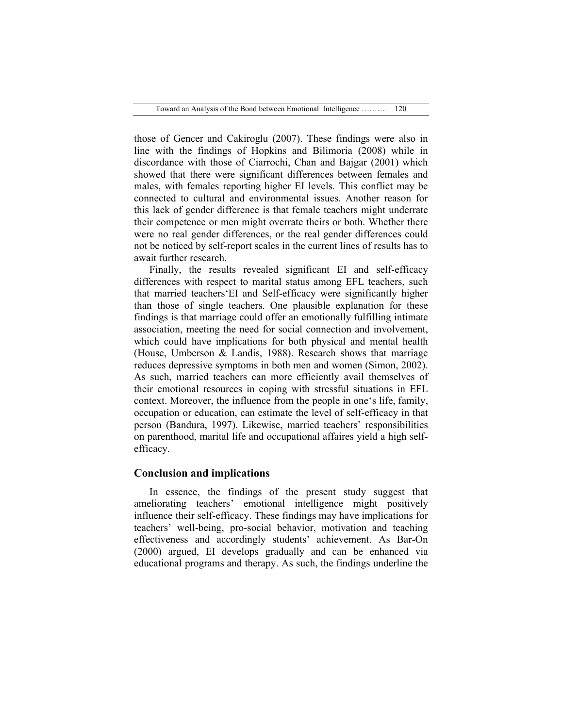those of Gencer and Cakiroglu (2007). These findings were also in line with the findings of Hopkins and Bilimoria (2008) while in discordance with those of Ciarrochi, Chan and Bajgar (2001) which showed that there were significant differences between females and males, with females reporting higher EI levels. This conflict may be connected to cultural and environmental issues. Another reason for this lack of gender difference is that female teachers might underrate their competence or men might overrate theirs or both. Whether there were no real gender differences, or the real gender differences could not be noticed by self-report scales in the current lines of results has to await further research.

Finally, the results revealed significant EI and self-efficacy differences with respect to marital status among EFL teachers, such that married teachers'EI and Self-efficacy were significantly higher than those of single teachers. One plausible explanation for these findings is that marriage could offer an emotionally fulfilling intimate association, meeting the need for social connection and involvement, which could have implications for both physical and mental health (House, Umberson & Landis, 1988). Research shows that marriage reduces depressive symptoms in both men and women (Simon, 2002). As such, married teachers can more efficiently avail themselves of their emotional resources in coping with stressful situations in EFL context. Moreover, the influence from the people in one's life, family, occupation or education, can estimate the level of self-efficacy in that person (Bandura, 1997). Likewise, married teachers' responsibilities on parenthood, marital life and occupational affaires yield a high self-efficacy.

## Conclusion and implications

In essence, the findings of the present study suggest that ameliorating teachers' emotional intelligence might positively influence their self-efficacy. These findings may have implications for teachers' well-being, pro-social behavior, motivation and teaching effectiveness and accordingly students' achievement. As Bar-On (2000) argued, EI develops gradually and can be enhanced via educational programs and therapy. As such, the findings underline the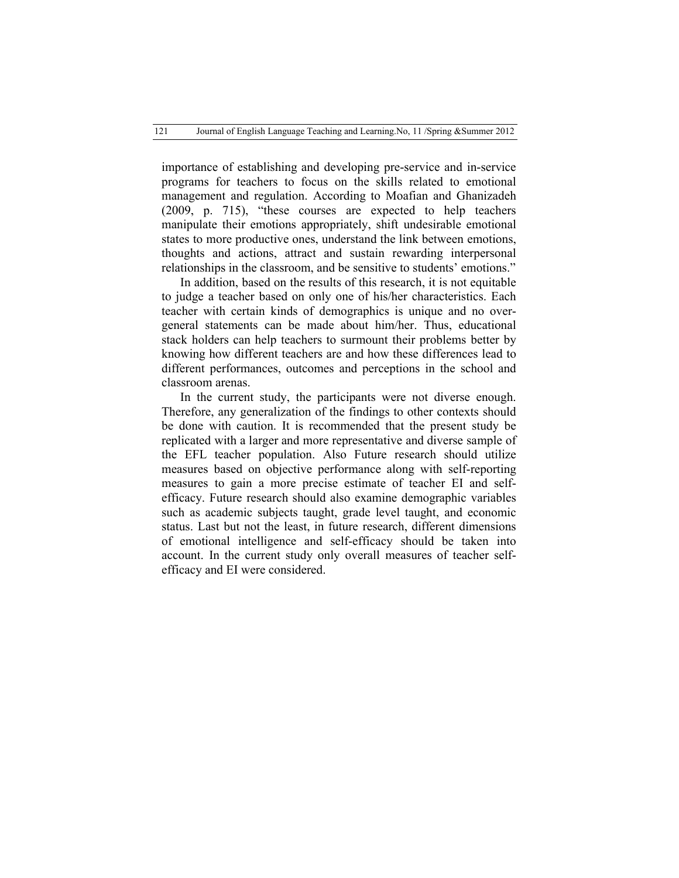importance of establishing and developing pre-service and in-service programs for teachers to focus on the skills related to emotional management and regulation. According to Moafian and Ghanizadeh (2009, p. 715), "these courses are expected to help teachers manipulate their emotions appropriately, shift undesirable emotional states to more productive ones, understand the link between emotions, thoughts and actions, attract and sustain rewarding interpersonal relationships in the classroom, and be sensitive to students' emotions."

In addition, based on the results of this research, it is not equitable to judge a teacher based on only one of his/her characteristics. Each teacher with certain kinds of demographics is unique and no over-general statements can be made about him/her. Thus, educational stack holders can help teachers to surmount their problems better by knowing how different teachers are and how these differences lead to different performances, outcomes and perceptions in the school and classroom arenas.

In the current study, the participants were not diverse enough. Therefore, any generalization of the findings to other contexts should be done with caution. It is recommended that the present study be replicated with a larger and more representative and diverse sample of the EFL teacher population. Also Future research should utilize measures based on objective performance along with self-reporting measures to gain a more precise estimate of teacher EI and self-efficacy. Future research should also examine demographic variables such as academic subjects taught, grade level taught, and economic status. Last but not the least, in future research, different dimensions of emotional intelligence and self-efficacy should be taken into account. In the current study only overall measures of teacher self-efficacy and EI were considered.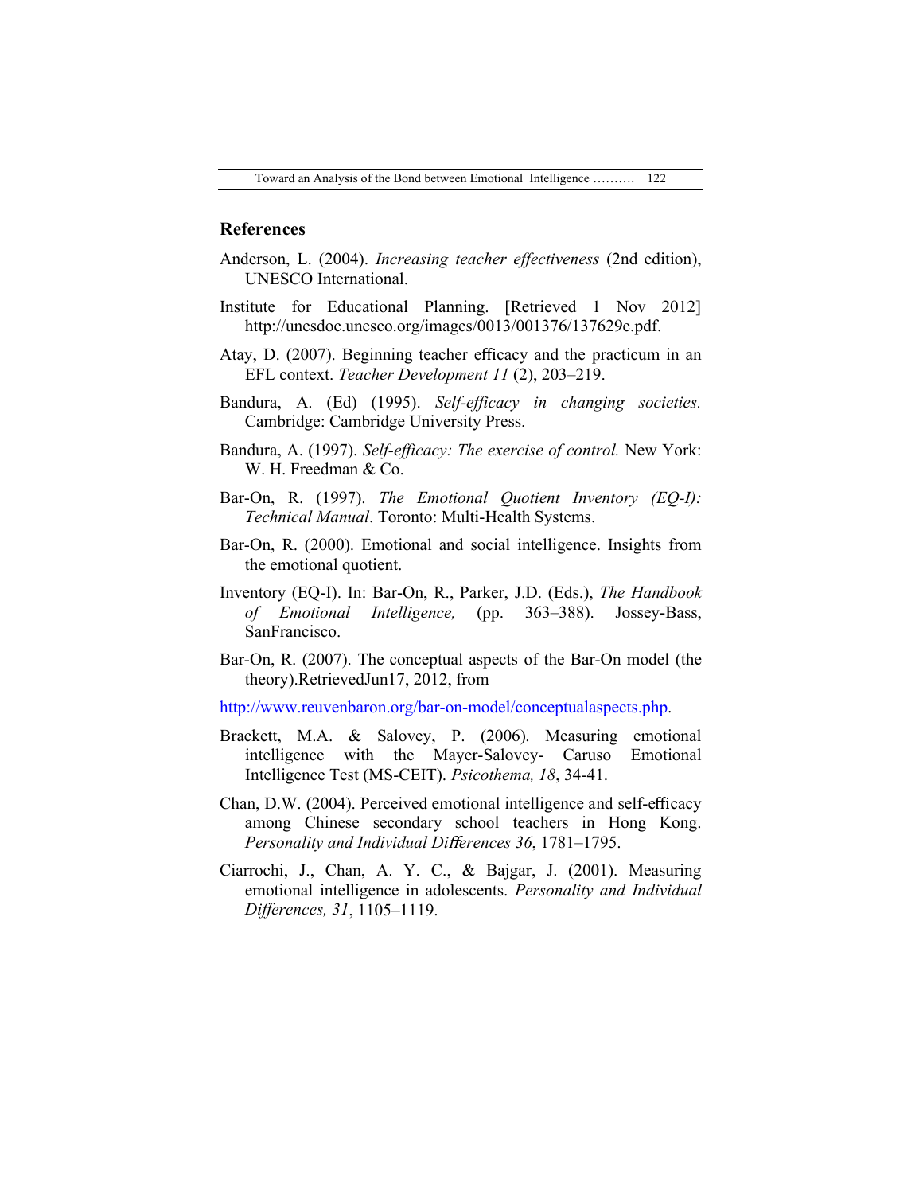## References

Anderson, L. (2004). *Increasing teacher effectiveness* (2nd edition), UNESCO International.

Institute for Educational Planning. [Retrieved 1 Nov 2012] http://unesdoc.unesco.org/images/0013/001376/137629e.pdf.

Atay, D. (2007). Beginning teacher efficacy and the practicum in an EFL context. *Teacher Development 11* (2), 203–219.

Bandura, A. (Ed) (1995). *Self-efficacy in changing societies.* Cambridge: Cambridge University Press.

Bandura, A. (1997). *Self-efficacy: The exercise of control.* New York: W. H. Freedman & Co.

Bar-On, R. (1997). *The Emotional Quotient Inventory (EQ-I): Technical Manual*. Toronto: Multi-Health Systems.

Bar-On, R. (2000). Emotional and social intelligence. Insights from the emotional quotient.

Inventory (EQ-I). In: Bar-On, R., Parker, J.D. (Eds.), *The Handbook of Emotional Intelligence,* (pp. 363–388). Jossey-Bass, SanFrancisco.

Bar-On, R. (2007). The conceptual aspects of the Bar-On model (the theory).RetrievedJun17, 2012, from

http://www.reuvenbaron.org/bar-on-model/conceptualaspects.php.

Brackett, M.A. & Salovey, P. (2006). Measuring emotional intelligence with the Mayer-Salovey- Caruso Emotional Intelligence Test (MS-CEIT). *Psicothema, 18*, 34-41.

Chan, D.W. (2004). Perceived emotional intelligence and self-efficacy among Chinese secondary school teachers in Hong Kong. *Personality and Individual Differences 36*, 1781–1795.

Ciarrochi, J., Chan, A. Y. C., & Bajgar, J. (2001). Measuring emotional intelligence in adolescents. *Personality and Individual Differences, 31*, 1105–1119.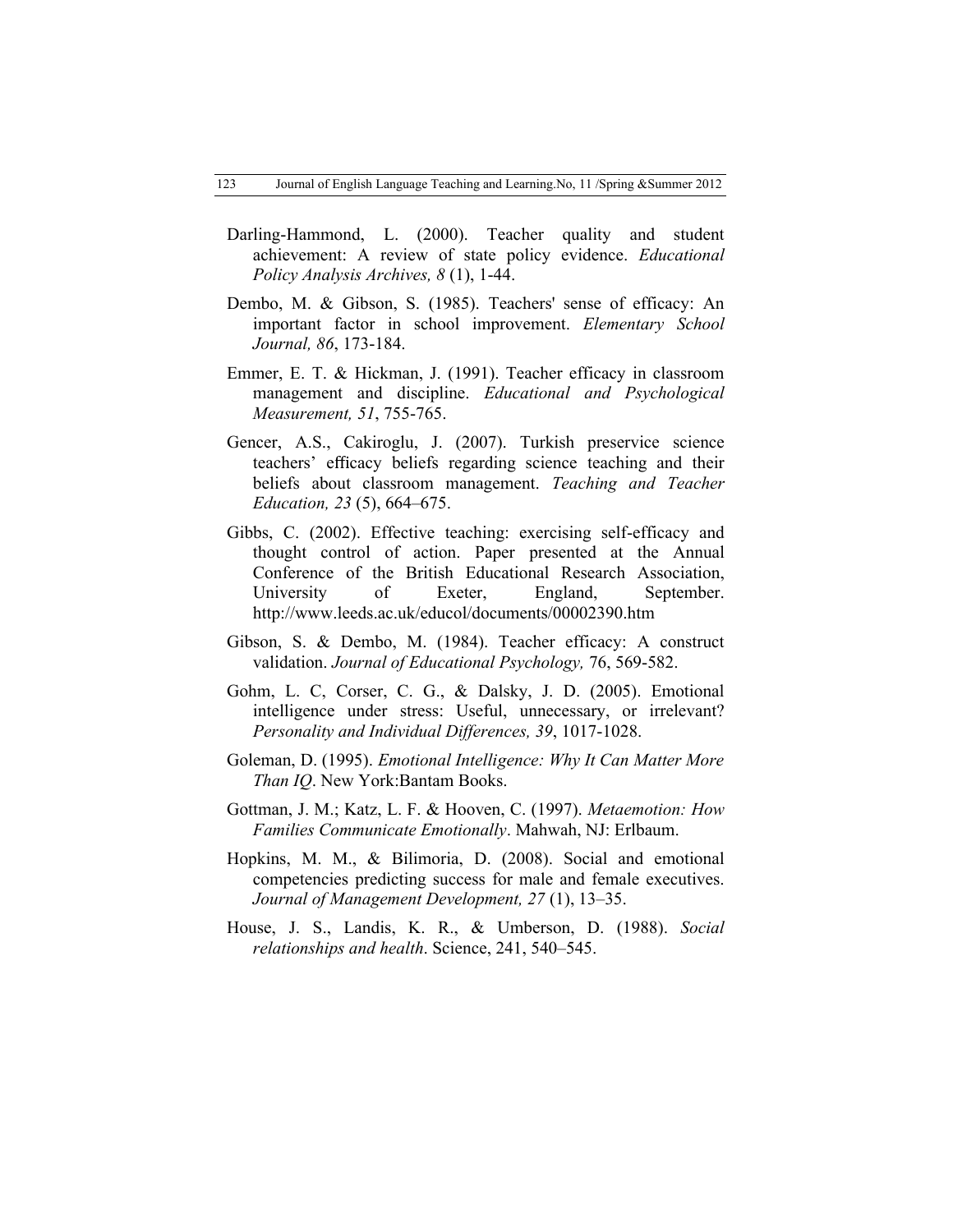Darling-Hammond, L. (2000). Teacher quality and student achievement: A review of state policy evidence. *Educational Policy Analysis Archives, 8* (1), 1-44.

Dembo, M. & Gibson, S. (1985). Teachers' sense of efficacy: An important factor in school improvement. *Elementary School Journal, 86*, 173-184.

Emmer, E. T. & Hickman, J. (1991). Teacher efficacy in classroom management and discipline. *Educational and Psychological Measurement, 51*, 755-765.

Gencer, A.S., Cakiroglu, J. (2007). Turkish preservice science teachers' efficacy beliefs regarding science teaching and their beliefs about classroom management. *Teaching and Teacher Education, 23* (5), 664–675.

Gibbs, C. (2002). Effective teaching: exercising self-efficacy and thought control of action. Paper presented at the Annual Conference of the British Educational Research Association, University of Exeter, England, September. http://www.leeds.ac.uk/educol/documents/00002390.htm

Gibson, S. & Dembo, M. (1984). Teacher efficacy: A construct validation. *Journal of Educational Psychology,* 76, 569-582.

Gohm, L. C, Corser, C. G., & Dalsky, J. D. (2005). Emotional intelligence under stress: Useful, unnecessary, or irrelevant? *Personality and Individual Differences, 39*, 1017-1028.

Goleman, D. (1995). *Emotional Intelligence: Why It Can Matter More Than IQ*. New York:Bantam Books.

Gottman, J. M.; Katz, L. F. & Hooven, C. (1997). *Metaemotion: How Families Communicate Emotionally*. Mahwah, NJ: Erlbaum.

Hopkins, M. M., & Bilimoria, D. (2008). Social and emotional competencies predicting success for male and female executives. *Journal of Management Development, 27* (1), 13–35.

House, J. S., Landis, K. R., & Umberson, D. (1988). *Social relationships and health*. Science, 241, 540–545.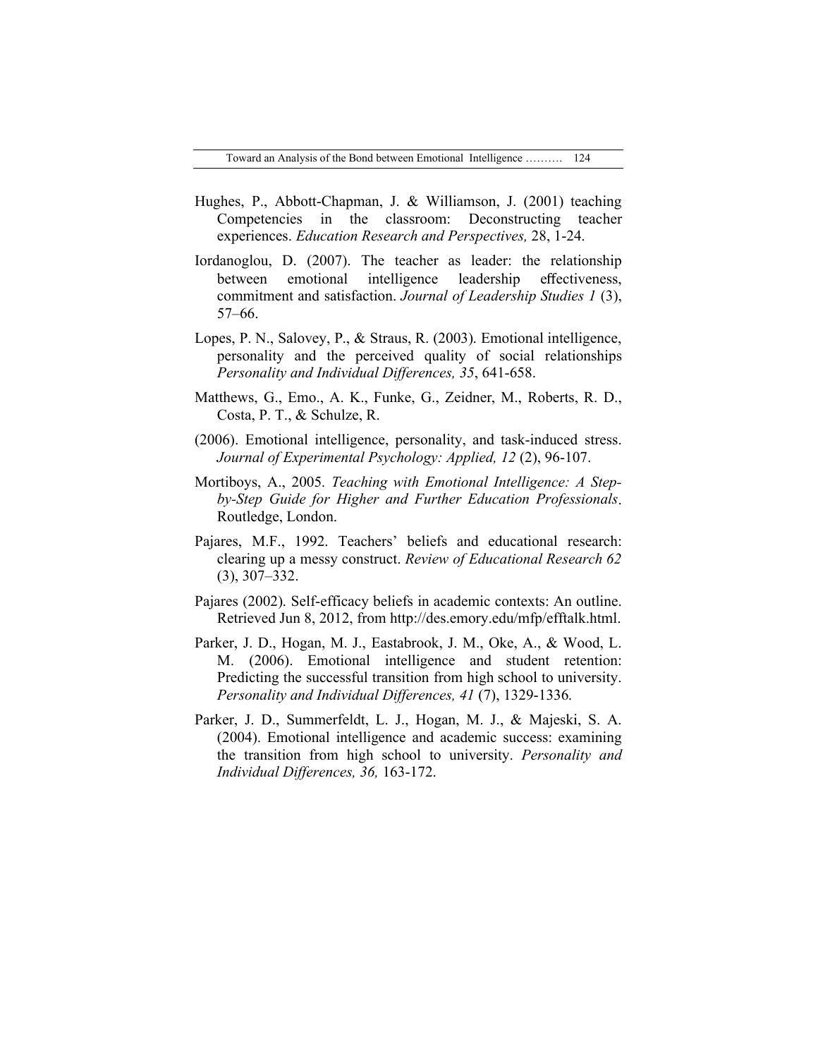Hughes, P., Abbott-Chapman, J. & Williamson, J. (2001) teaching Competencies in the classroom: Deconstructing teacher experiences. *Education Research and Perspectives,* 28, 1-24.

Iordanoglou, D. (2007). The teacher as leader: the relationship between emotional intelligence leadership effectiveness, commitment and satisfaction. *Journal of Leadership Studies 1* (3), 57–66.

Lopes, P. N., Salovey, P., & Straus, R. (2003). Emotional intelligence, personality and the perceived quality of social relationships *Personality and Individual Differences, 35*, 641-658.

Matthews, G., Emo., A. K., Funke, G., Zeidner, M., Roberts, R. D., Costa, P. T., & Schulze, R.

(2006). Emotional intelligence, personality, and task-induced stress. *Journal of Experimental Psychology: Applied, 12* (2), 96-107.

Mortiboys, A., 2005. *Teaching with Emotional Intelligence: A Step-by-Step Guide for Higher and Further Education Professionals*. Routledge, London.

Pajares, M.F., 1992. Teachers' beliefs and educational research: clearing up a messy construct. *Review of Educational Research 62* (3), 307–332.

Pajares (2002). Self-efficacy beliefs in academic contexts: An outline. Retrieved Jun 8, 2012, from http://des.emory.edu/mfp/efftalk.html.

Parker, J. D., Hogan, M. J., Eastabrook, J. M., Oke, A., & Wood, L. M. (2006). Emotional intelligence and student retention: Predicting the successful transition from high school to university. *Personality and Individual Differences, 41* (7), 1329-1336.

Parker, J. D., Summerfeldt, L. J., Hogan, M. J., & Majeski, S. A. (2004). Emotional intelligence and academic success: examining the transition from high school to university. *Personality and Individual Differences, 36,* 163-172.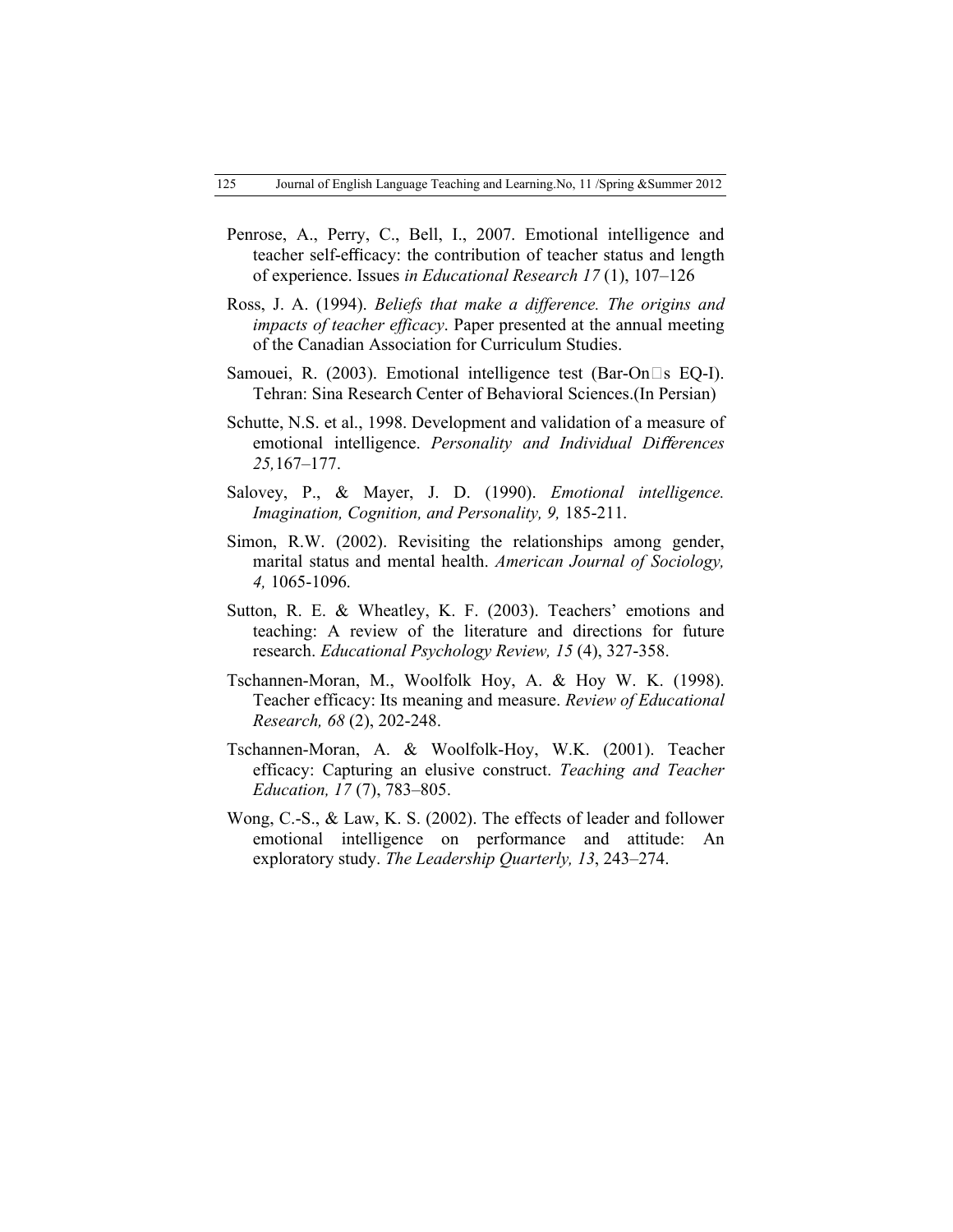Penrose, A., Perry, C., Bell, I., 2007. Emotional intelligence and teacher self-efficacy: the contribution of teacher status and length of experience. Issues *in Educational Research 17* (1), 107–126

Ross, J. A. (1994). *Beliefs that make a difference. The origins and impacts of teacher efficacy*. Paper presented at the annual meeting of the Canadian Association for Curriculum Studies.

Samouei, R. (2003). Emotional intelligence test (Bar-On□s EQ-I). Tehran: Sina Research Center of Behavioral Sciences.(In Persian)

Schutte, N.S. et al., 1998. Development and validation of a measure of emotional intelligence. *Personality and Individual Differences 25,*167–177.

Salovey, P., & Mayer, J. D. (1990). *Emotional intelligence. Imagination, Cognition, and Personality, 9,* 185-211.

Simon, R.W. (2002). Revisiting the relationships among gender, marital status and mental health. *American Journal of Sociology, 4,* 1065-1096.

Sutton, R. E. & Wheatley, K. F. (2003). Teachers' emotions and teaching: A review of the literature and directions for future research. *Educational Psychology Review, 15* (4), 327-358.

Tschannen-Moran, M., Woolfolk Hoy, A. & Hoy W. K. (1998). Teacher efficacy: Its meaning and measure. *Review of Educational Research, 68* (2), 202-248.

Tschannen-Moran, A. & Woolfolk-Hoy, W.K. (2001). Teacher efficacy: Capturing an elusive construct. *Teaching and Teacher Education, 17* (7), 783–805.

Wong, C.-S., & Law, K. S. (2002). The effects of leader and follower emotional intelligence on performance and attitude: An exploratory study. *The Leadership Quarterly, 13*, 243–274.